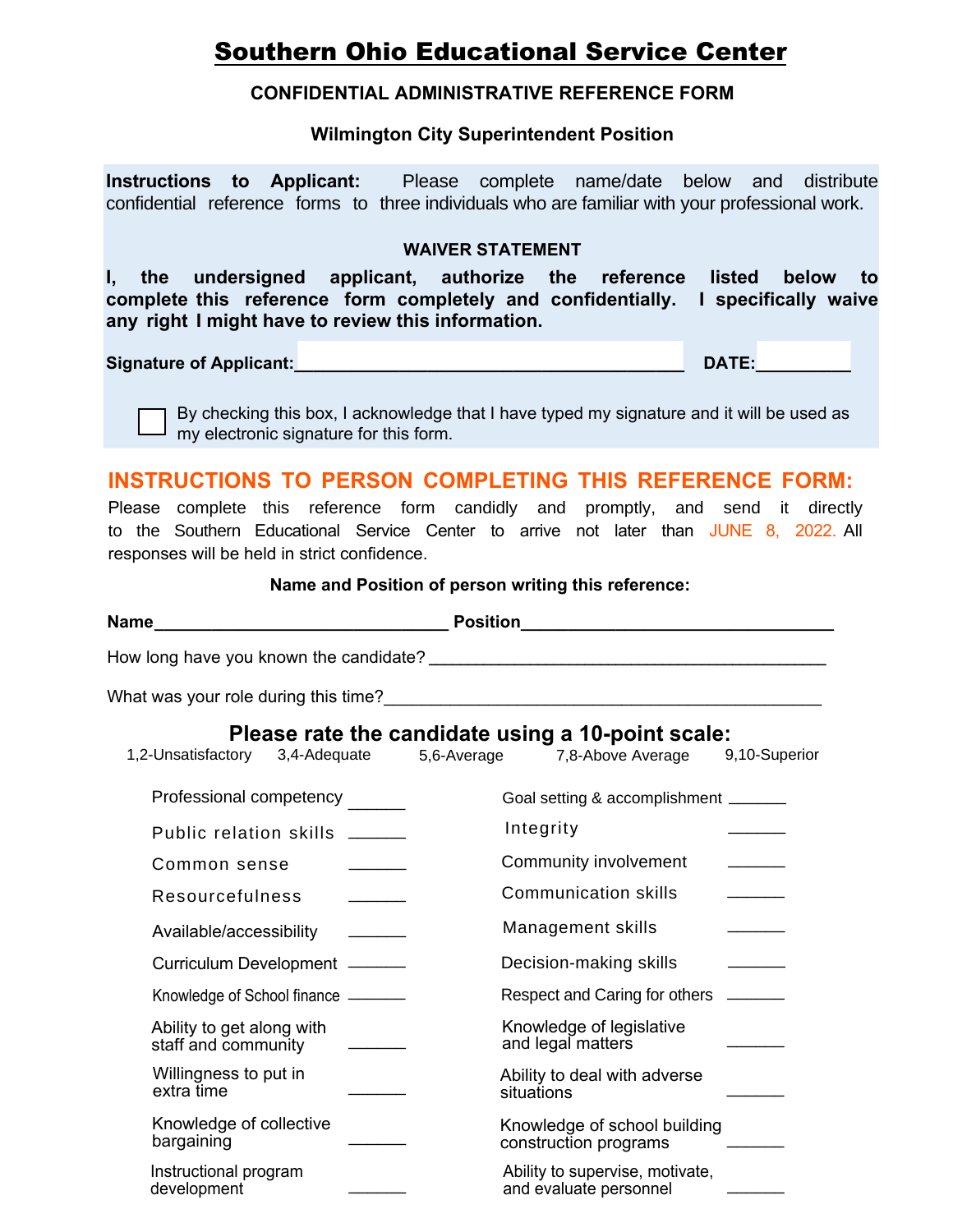# Southern Ohio Educational Service Center

**CONFIDENTIAL ADMINISTRATIVE REFERENCE FORM**

**Wilmington City Superintendent Position**

**Instructions to Applicant:** Please complete name/date below and distribute confidential reference forms to three individuals who are familiar with your professional work.

**WAIVER STATEMENT**

**I, the undersigned applicant, authorize the reference listed below to complete this reference form completely and confidentially. I specifically waive any right I might have to review this information.**

**Signature of Applicant:**_______________________________________ **DATE:**_________

☐ By checking this box, I acknowledge that I have typed my signature and it will be used as my electronic signature for this form.

## INSTRUCTIONS TO PERSON COMPLETING THIS REFERENCE FORM:

Please complete this reference form candidly and promptly, and send it directly to the Southern Educational Service Center to arrive not later than JUNE 8, 2022. All responses will be held in strict confidence.

**Name and Position of person writing this reference:**

**Name**_______________________________ **Position**________________________________

How long have you known the candidate? ________________________________________

What was your role during this time?____________________________________________

### Please rate the candidate using a 10-point scale:

1,2-Unsatisfactory 3,4-Adequate 5,6-Average 7,8-Above Average 9,10-Superior

| | | | |
|---|---|---|---|
| Professional competency | ______ | Goal setting & accomplishment | ______ |
| Public relation skills | ______ | Integrity | ______ |
| Common sense | ______ | Community involvement | ______ |
| Resourcefulness | ______ | Communication skills | ______ |
| Available/accessibility | ______ | Management skills | ______ |
| Curriculum Development | ______ | Decision-making skills | ______ |
| Knowledge of School finance | ______ | Respect and Caring for others | ______ |
| Ability to get along with staff and community | ______ | Knowledge of legislative and legal matters | ______ |
| Willingness to put in extra time | ______ | Ability to deal with adverse situations | ______ |
| Knowledge of collective bargaining | ______ | Knowledge of school building construction programs | ______ |
| Instructional program development | ______ | Ability to supervise, motivate, and evaluate personnel | ______ |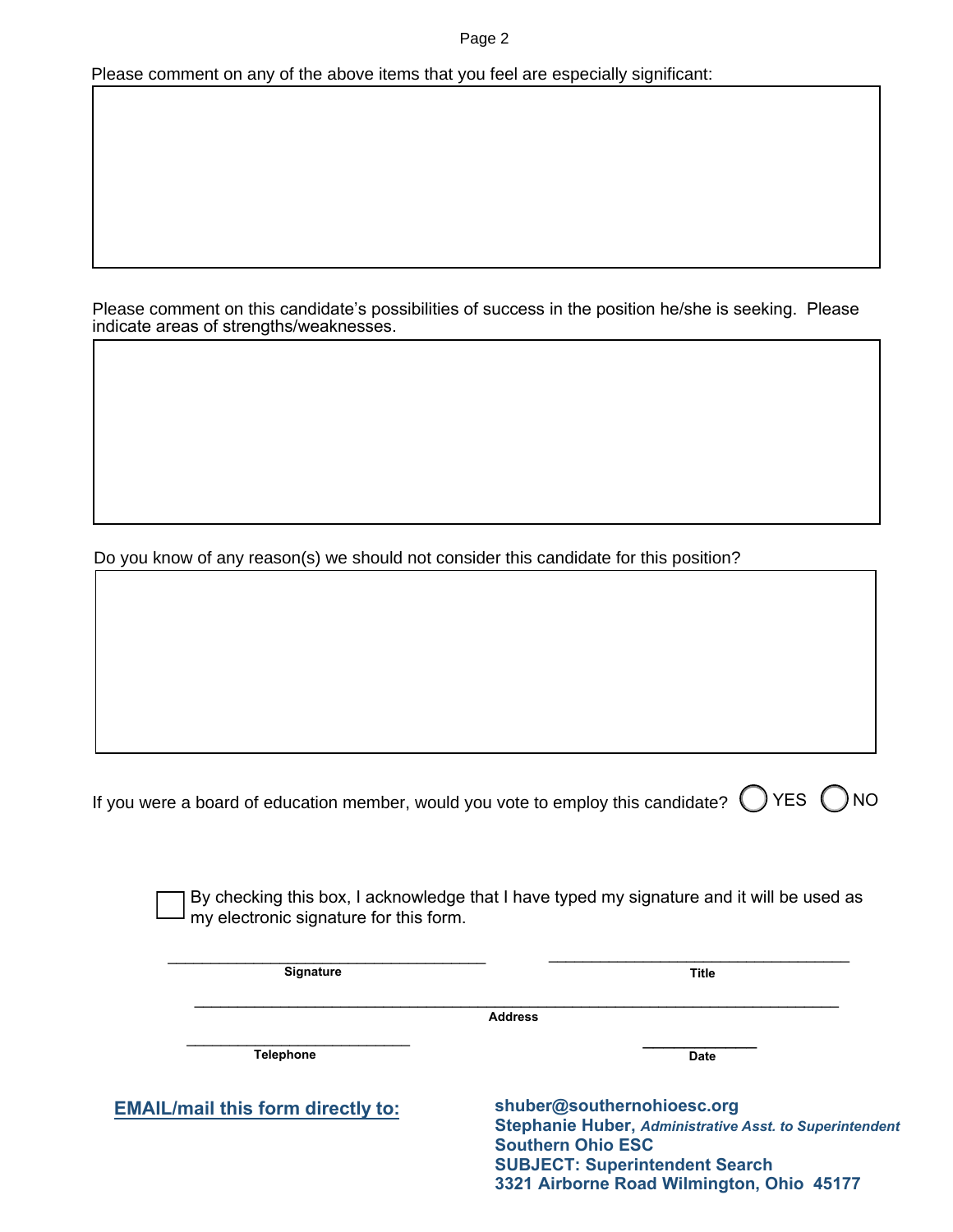Please comment on any of the above items that you feel are especially significant:

Please comment on this candidate's possibilities of success in the position he/she is seeking. Please indicate areas of strengths/weaknesses.

Do you know of any reason(s) we should not consider this candidate for this position?

If you were a board of education member, would you vote to employ this candidate? ◯ YES ◯ NO

☐ By checking this box, I acknowledge that I have typed my signature and it will be used as my electronic signature for this form.

\_\_\_\_\_\_\_\_\_\_\_\_\_\_\_\_\_\_\_\_\_\_\_\_\_\_\_\_\_\_\_\_\_\_\_\_
**Signature**

\_\_\_\_\_\_\_\_\_\_\_\_\_\_\_\_\_\_\_\_\_\_\_\_\_\_\_\_\_\_\_\_\_\_\_\_
**Title**

\_\_\_\_\_\_\_\_\_\_\_\_\_\_\_\_\_\_\_\_\_\_\_\_\_\_\_\_\_\_\_\_\_\_\_\_\_\_\_\_\_\_\_\_\_\_\_\_\_\_\_\_\_\_\_\_\_\_\_\_\_\_\_\_\_\_\_\_\_\_
**Address**

\_\_\_\_\_\_\_\_\_\_\_\_\_\_\_\_\_\_\_\_\_\_\_\_\_\_
**Telephone**

\_\_\_\_\_\_\_\_\_\_\_\_\_\_
**Date**

**EMAIL/mail this form directly to:**

**shuber@southernohioesc.org**
**Stephanie Huber,** ***Administrative Asst. to Superintendent***
**Southern Ohio ESC**
**SUBJECT: Superintendent Search**
**3321 Airborne Road Wilmington, Ohio 45177**